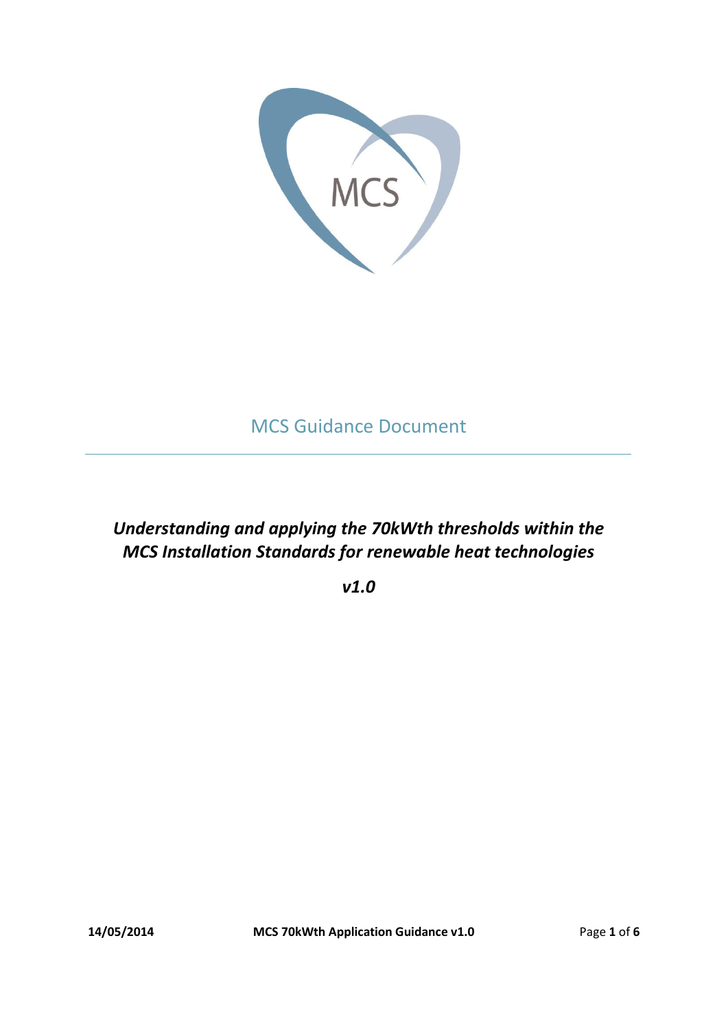MCS

MCS Guidance Document

# *Understanding and applying the 70kWth thresholds within the MCS Installation Standards for renewable heat technologies*

***v1.0***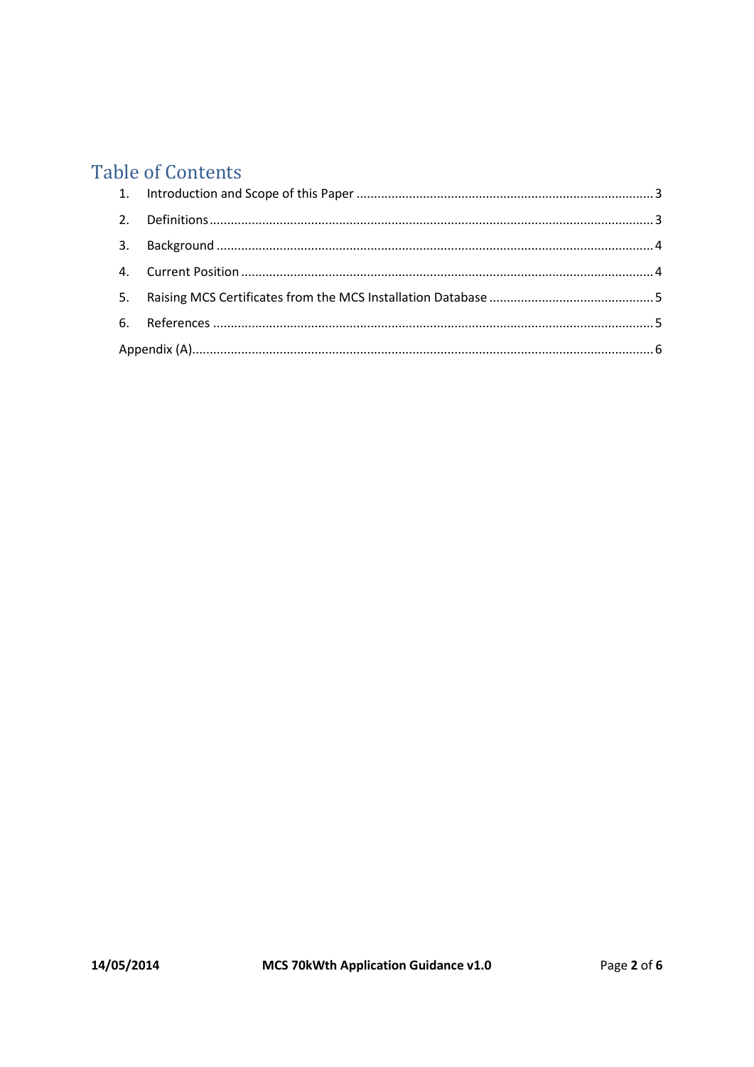# Table of Contents

1. Introduction and Scope of this Paper ..... 3
2. Definitions ..... 3
3. Background ..... 4
4. Current Position ..... 4
5. Raising MCS Certificates from the MCS Installation Database ..... 5
6. References ..... 5

Appendix (A) ..... 6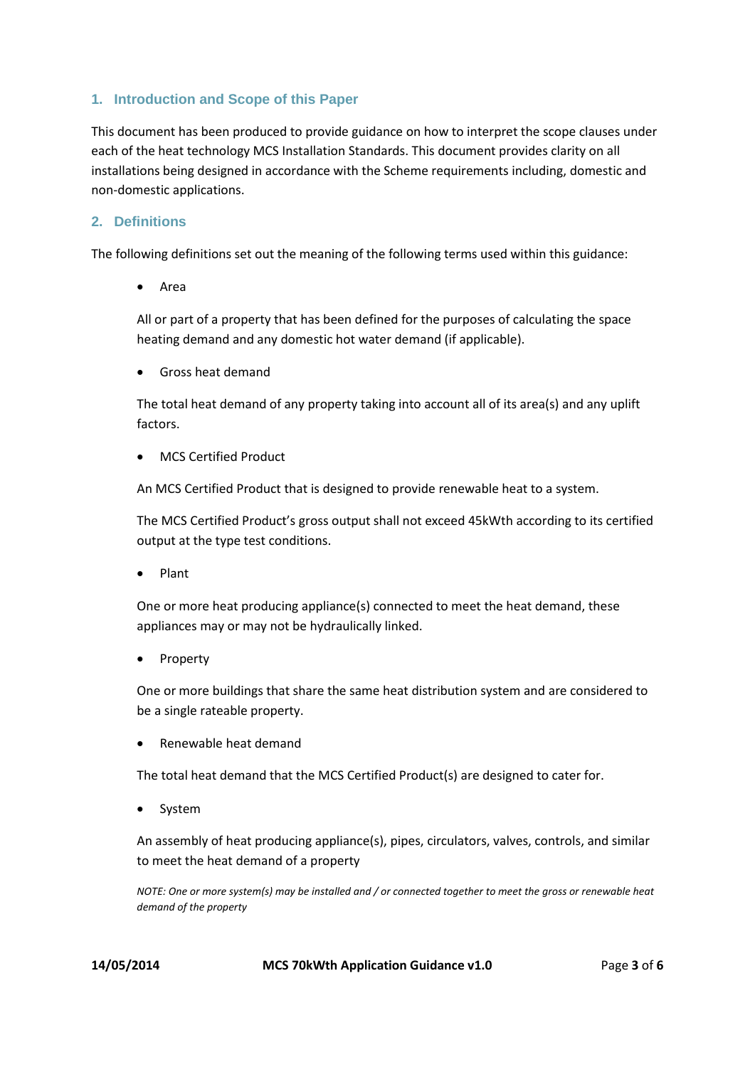## 1. Introduction and Scope of this Paper

This document has been produced to provide guidance on how to interpret the scope clauses under each of the heat technology MCS Installation Standards. This document provides clarity on all installations being designed in accordance with the Scheme requirements including, domestic and non-domestic applications.

## 2. Definitions

The following definitions set out the meaning of the following terms used within this guidance:

- Area

All or part of a property that has been defined for the purposes of calculating the space heating demand and any domestic hot water demand (if applicable).

- Gross heat demand

The total heat demand of any property taking into account all of its area(s) and any uplift factors.

- MCS Certified Product

An MCS Certified Product that is designed to provide renewable heat to a system.

The MCS Certified Product's gross output shall not exceed 45kWth according to its certified output at the type test conditions.

- Plant

One or more heat producing appliance(s) connected to meet the heat demand, these appliances may or may not be hydraulically linked.

- Property

One or more buildings that share the same heat distribution system and are considered to be a single rateable property.

- Renewable heat demand

The total heat demand that the MCS Certified Product(s) are designed to cater for.

- System

An assembly of heat producing appliance(s), pipes, circulators, valves, controls, and similar to meet the heat demand of a property

*NOTE: One or more system(s) may be installed and / or connected together to meet the gross or renewable heat demand of the property*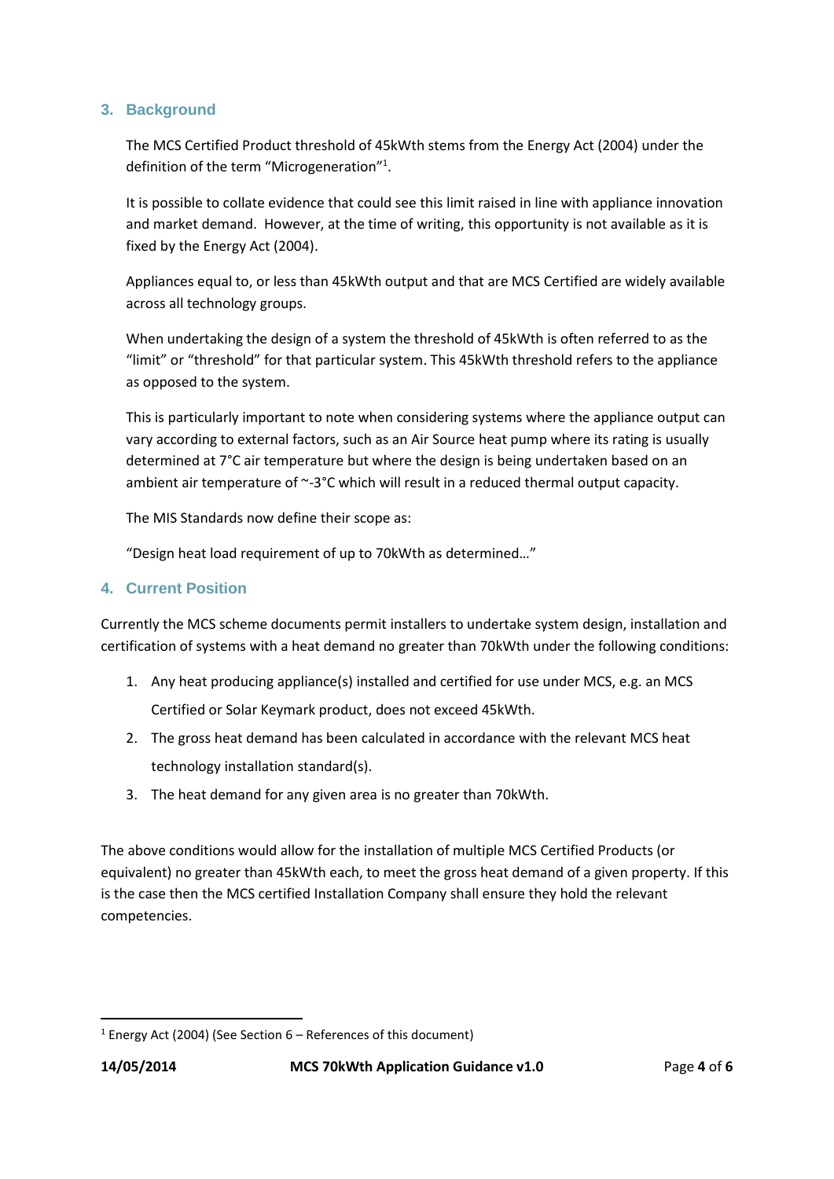## 3. Background

The MCS Certified Product threshold of 45kWth stems from the Energy Act (2004) under the definition of the term "Microgeneration"[1].

It is possible to collate evidence that could see this limit raised in line with appliance innovation and market demand. However, at the time of writing, this opportunity is not available as it is fixed by the Energy Act (2004).

Appliances equal to, or less than 45kWth output and that are MCS Certified are widely available across all technology groups.

When undertaking the design of a system the threshold of 45kWth is often referred to as the "limit" or "threshold" for that particular system. This 45kWth threshold refers to the appliance as opposed to the system.

This is particularly important to note when considering systems where the appliance output can vary according to external factors, such as an Air Source heat pump where its rating is usually determined at 7°C air temperature but where the design is being undertaken based on an ambient air temperature of ~-3°C which will result in a reduced thermal output capacity.

The MIS Standards now define their scope as:

"Design heat load requirement of up to 70kWth as determined…"

## 4. Current Position

Currently the MCS scheme documents permit installers to undertake system design, installation and certification of systems with a heat demand no greater than 70kWth under the following conditions:

1. Any heat producing appliance(s) installed and certified for use under MCS, e.g. an MCS Certified or Solar Keymark product, does not exceed 45kWth.
2. The gross heat demand has been calculated in accordance with the relevant MCS heat technology installation standard(s).
3. The heat demand for any given area is no greater than 70kWth.

The above conditions would allow for the installation of multiple MCS Certified Products (or equivalent) no greater than 45kWth each, to meet the gross heat demand of a given property. If this is the case then the MCS certified Installation Company shall ensure they hold the relevant competencies.

---

[1] Energy Act (2004) (See Section 6 – References of this document)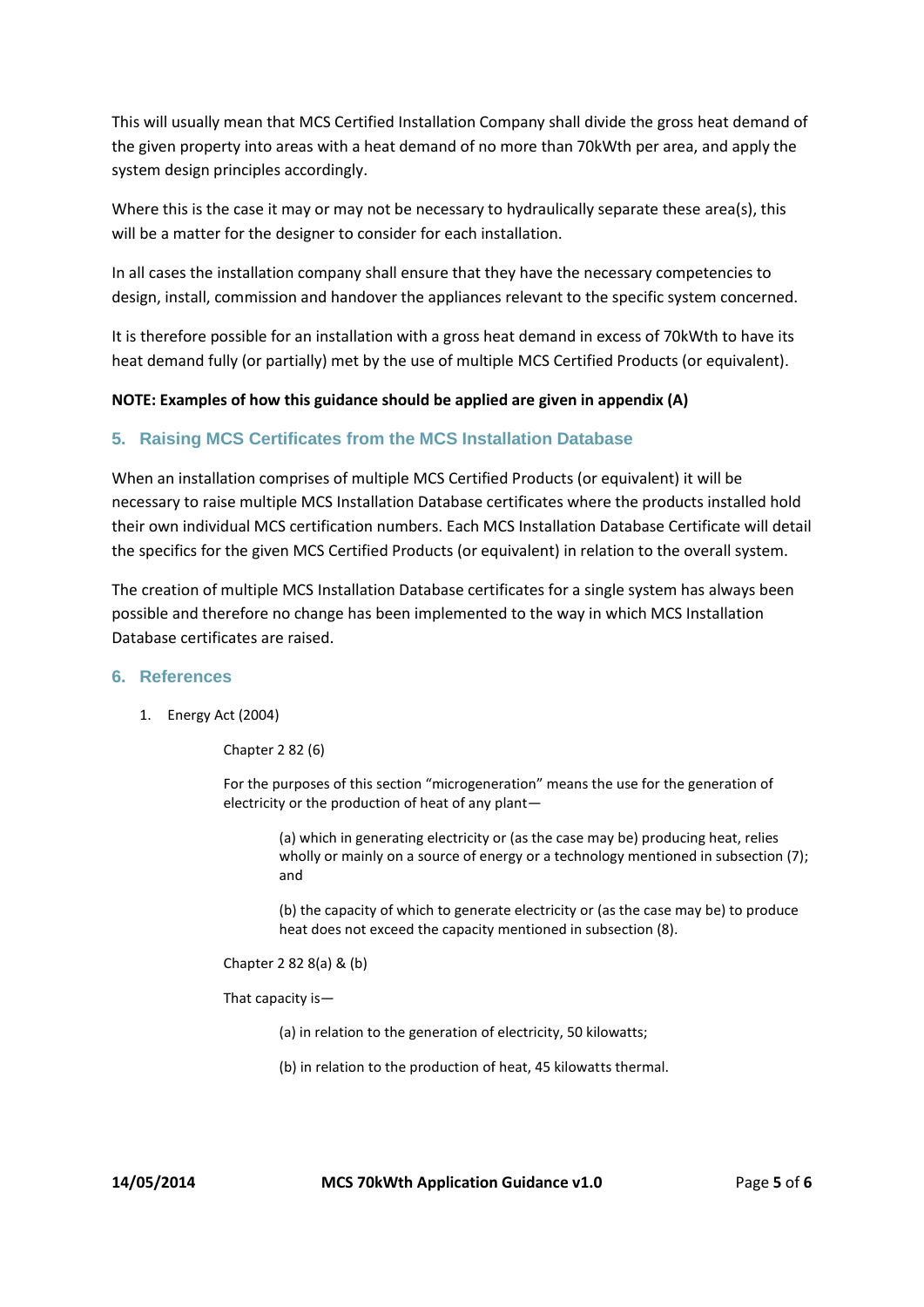This will usually mean that MCS Certified Installation Company shall divide the gross heat demand of the given property into areas with a heat demand of no more than 70kWth per area, and apply the system design principles accordingly.

Where this is the case it may or may not be necessary to hydraulically separate these area(s), this will be a matter for the designer to consider for each installation.

In all cases the installation company shall ensure that they have the necessary competencies to design, install, commission and handover the appliances relevant to the specific system concerned.

It is therefore possible for an installation with a gross heat demand in excess of 70kWth to have its heat demand fully (or partially) met by the use of multiple MCS Certified Products (or equivalent).

**NOTE: Examples of how this guidance should be applied are given in appendix (A)**

## 5. Raising MCS Certificates from the MCS Installation Database

When an installation comprises of multiple MCS Certified Products (or equivalent) it will be necessary to raise multiple MCS Installation Database certificates where the products installed hold their own individual MCS certification numbers. Each MCS Installation Database Certificate will detail the specifics for the given MCS Certified Products (or equivalent) in relation to the overall system.

The creation of multiple MCS Installation Database certificates for a single system has always been possible and therefore no change has been implemented to the way in which MCS Installation Database certificates are raised.

## 6. References

1. Energy Act (2004)

   Chapter 2 82 (6)

   For the purposes of this section "microgeneration" means the use for the generation of electricity or the production of heat of any plant—

   > (a) which in generating electricity or (as the case may be) producing heat, relies wholly or mainly on a source of energy or a technology mentioned in subsection (7); and
   >
   > (b) the capacity of which to generate electricity or (as the case may be) to produce heat does not exceed the capacity mentioned in subsection (8).

   Chapter 2 82 8(a) & (b)

   That capacity is—

   > (a) in relation to the generation of electricity, 50 kilowatts;
   >
   > (b) in relation to the production of heat, 45 kilowatts thermal.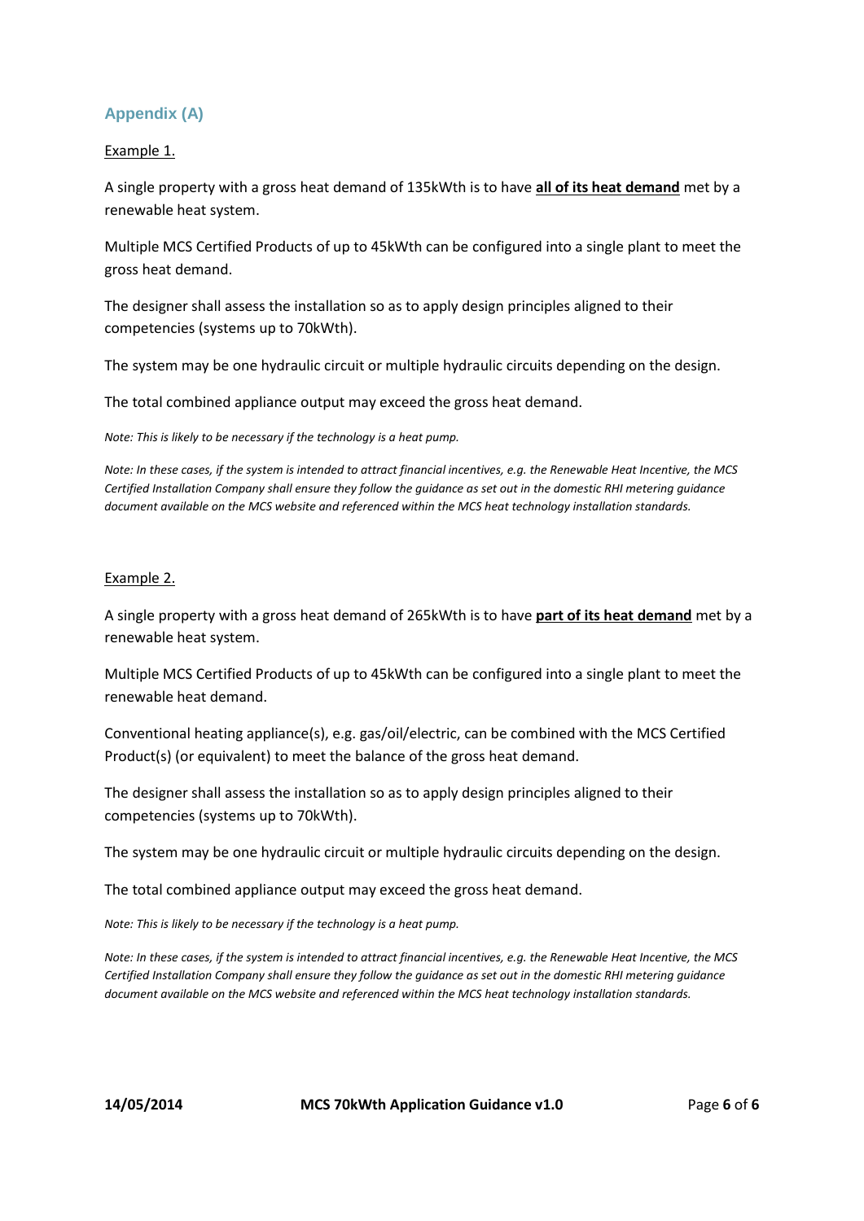## Appendix (A)

Example 1.

A single property with a gross heat demand of 135kWth is to have **all of its heat demand** met by a renewable heat system.

Multiple MCS Certified Products of up to 45kWth can be configured into a single plant to meet the gross heat demand.

The designer shall assess the installation so as to apply design principles aligned to their competencies (systems up to 70kWth).

The system may be one hydraulic circuit or multiple hydraulic circuits depending on the design.

The total combined appliance output may exceed the gross heat demand.

*Note: This is likely to be necessary if the technology is a heat pump.*

*Note: In these cases, if the system is intended to attract financial incentives, e.g. the Renewable Heat Incentive, the MCS Certified Installation Company shall ensure they follow the guidance as set out in the domestic RHI metering guidance document available on the MCS website and referenced within the MCS heat technology installation standards.*

Example 2.

A single property with a gross heat demand of 265kWth is to have **part of its heat demand** met by a renewable heat system.

Multiple MCS Certified Products of up to 45kWth can be configured into a single plant to meet the renewable heat demand.

Conventional heating appliance(s), e.g. gas/oil/electric, can be combined with the MCS Certified Product(s) (or equivalent) to meet the balance of the gross heat demand.

The designer shall assess the installation so as to apply design principles aligned to their competencies (systems up to 70kWth).

The system may be one hydraulic circuit or multiple hydraulic circuits depending on the design.

The total combined appliance output may exceed the gross heat demand.

*Note: This is likely to be necessary if the technology is a heat pump.*

*Note: In these cases, if the system is intended to attract financial incentives, e.g. the Renewable Heat Incentive, the MCS Certified Installation Company shall ensure they follow the guidance as set out in the domestic RHI metering guidance document available on the MCS website and referenced within the MCS heat technology installation standards.*